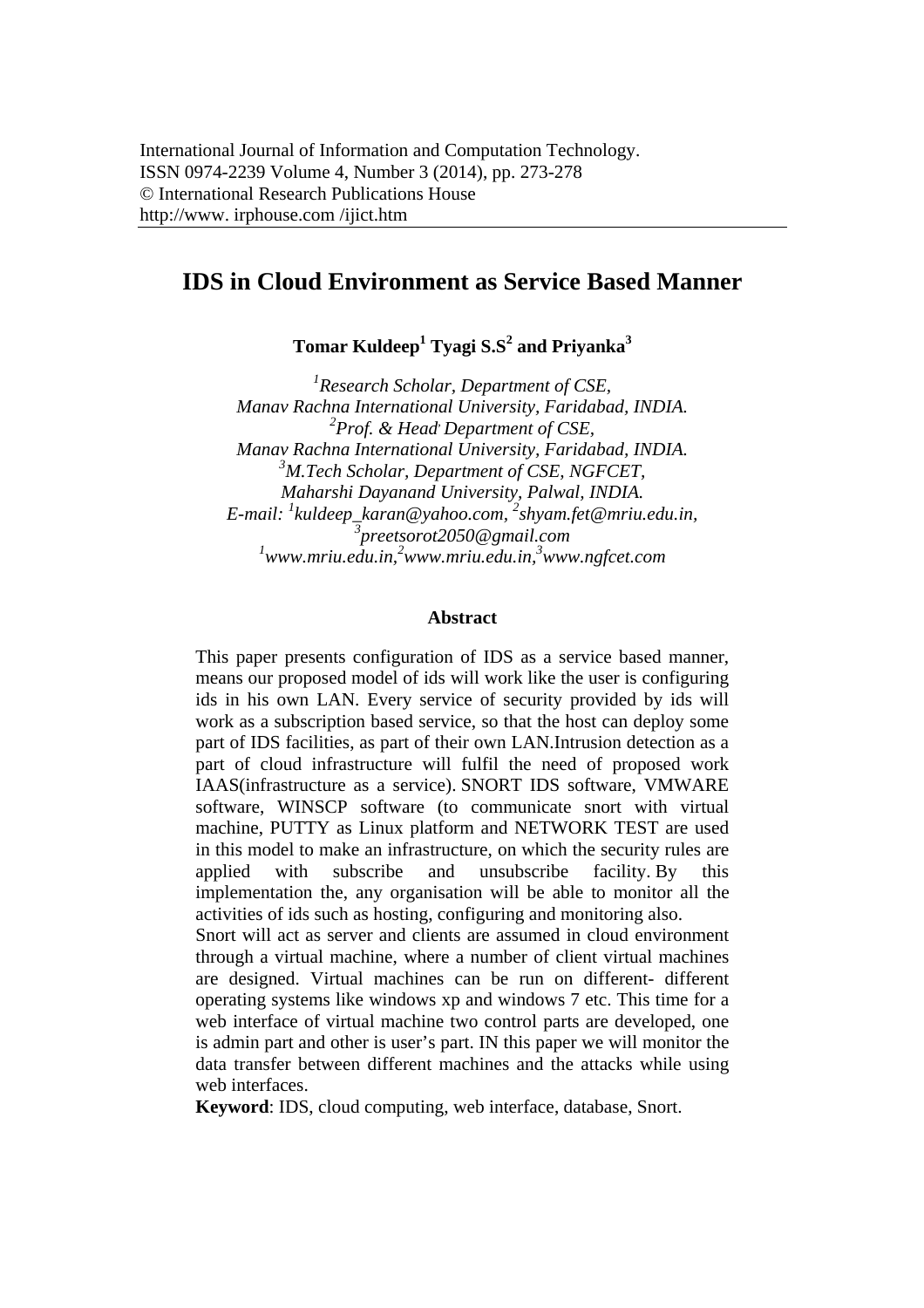# IDS in Cloud Environment as Service Based Manner

**Tomar Kuldeep[1] Tyagi S.S[2] and Priyanka[3]**

*[1]Research Scholar, Department of CSE,*
*Manav Rachna International University, Faridabad, INDIA.*
*[2]Prof. & Head, Department of CSE,*
*Manav Rachna International University, Faridabad, INDIA.*
*[3]M.Tech Scholar, Department of CSE, NGFCET,*
*Maharshi Dayanand University, Palwal, INDIA.*
*E-mail: [1]kuldeep_karan@yahoo.com, [2]shyam.fet@mriu.edu.in,*
*[3]preetsorot2050@gmail.com*
*[1]www.mriu.edu.in,[2]www.mriu.edu.in,[3]www.ngfcet.com*

## Abstract

This paper presents configuration of IDS as a service based manner, means our proposed model of ids will work like the user is configuring ids in his own LAN. Every service of security provided by ids will work as a subscription based service, so that the host can deploy some part of IDS facilities, as part of their own LAN.Intrusion detection as a part of cloud infrastructure will fulfil the need of proposed work IAAS(infrastructure as a service). SNORT IDS software, VMWARE software, WINSCP software (to communicate snort with virtual machine, PUTTY as Linux platform and NETWORK TEST are used in this model to make an infrastructure, on which the security rules are applied with subscribe and unsubscribe facility. By this implementation the, any organisation will be able to monitor all the activities of ids such as hosting, configuring and monitoring also.

Snort will act as server and clients are assumed in cloud environment through a virtual machine, where a number of client virtual machines are designed. Virtual machines can be run on different- different operating systems like windows xp and windows 7 etc. This time for a web interface of virtual machine two control parts are developed, one is admin part and other is user's part. IN this paper we will monitor the data transfer between different machines and the attacks while using web interfaces.

**Keyword**: IDS, cloud computing, web interface, database, Snort.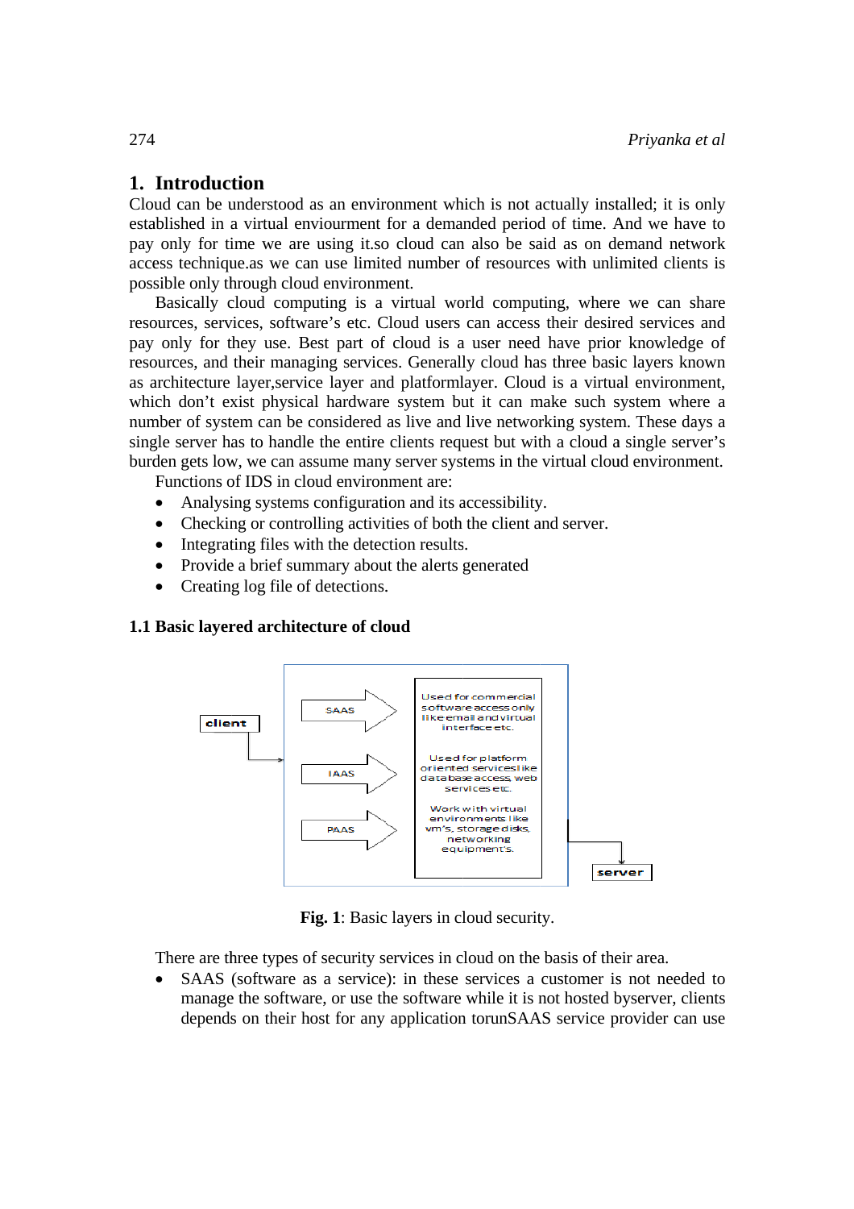## 1. Introduction

Cloud can be understood as an environment which is not actually installed; it is only established in a virtual enviourment for a demanded period of time. And we have to pay only for time we are using it.so cloud can also be said as on demand network access technique.as we can use limited number of resources with unlimited clients is possible only through cloud environment.

Basically cloud computing is a virtual world computing, where we can share resources, services, software's etc. Cloud users can access their desired services and pay only for they use. Best part of cloud is a user need have prior knowledge of resources, and their managing services. Generally cloud has three basic layers known as architecture layer,service layer and platformlayer. Cloud is a virtual environment, which don't exist physical hardware system but it can make such system where a number of system can be considered as live and live networking system. These days a single server has to handle the entire clients request but with a cloud a single server's burden gets low, we can assume many server systems in the virtual cloud environment.

Functions of IDS in cloud environment are:

- Analysing systems configuration and its accessibility.
- Checking or controlling activities of both the client and server.
- Integrating files with the detection results.
- Provide a brief summary about the alerts generated
- Creating log file of detections.

### 1.1 Basic layered architecture of cloud

client

SAAS — Used for commercial software access only like email and virtual interface etc.

IAAS — Used for platform oriented services like database access, web services etc.

PAAS — Work with virtual environments like vm's, storage disks, networking equipment's.

server

**Fig. 1**: Basic layers in cloud security.

There are three types of security services in cloud on the basis of their area.

- SAAS (software as a service): in these services a customer is not needed to manage the software, or use the software while it is not hosted byserver, clients depends on their host for any application torunSAAS service provider can use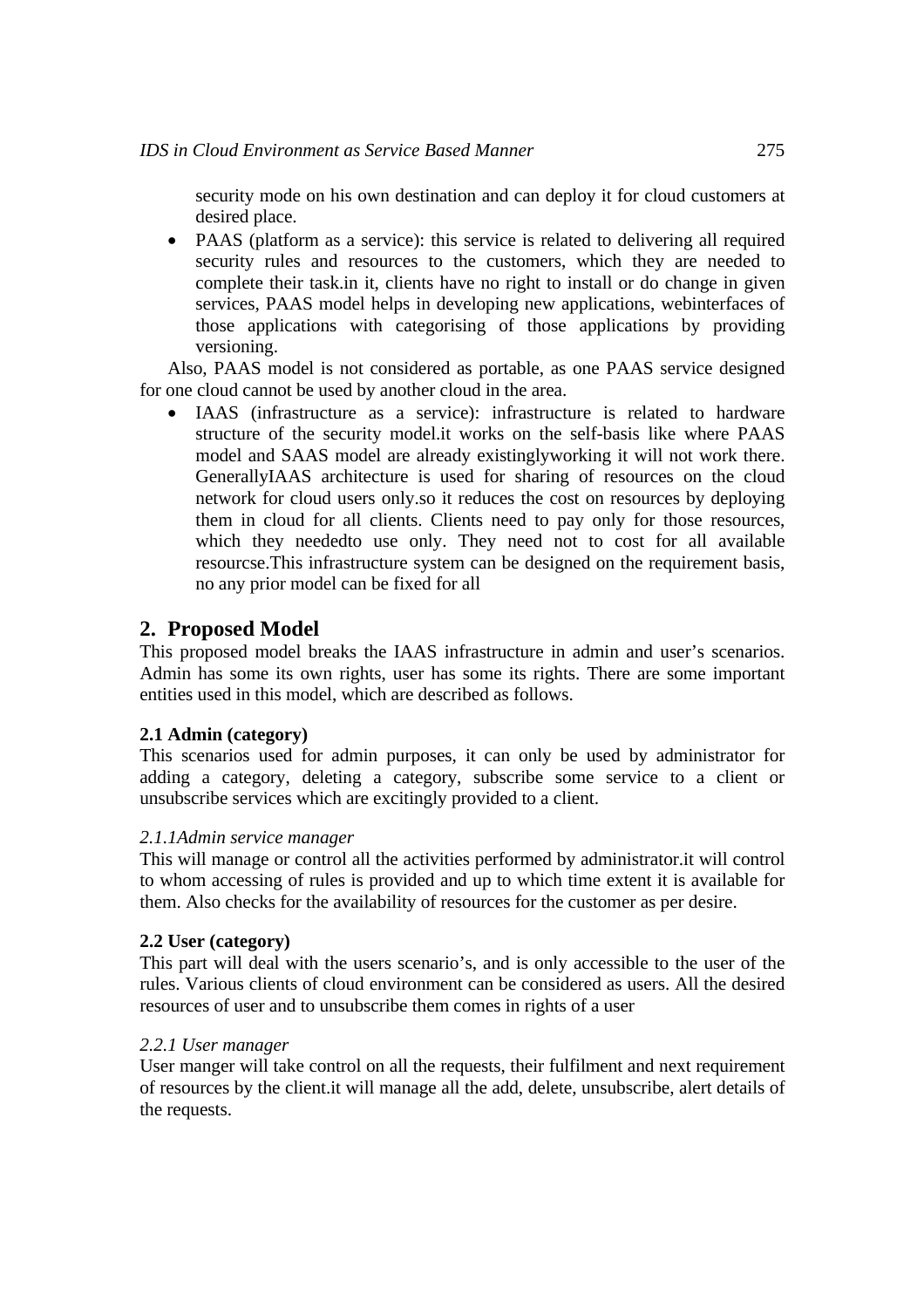security mode on his own destination and can deploy it for cloud customers at desired place.

- PAAS (platform as a service): this service is related to delivering all required security rules and resources to the customers, which they are needed to complete their task.in it, clients have no right to install or do change in given services, PAAS model helps in developing new applications, webinterfaces of those applications with categorising of those applications by providing versioning.

Also, PAAS model is not considered as portable, as one PAAS service designed for one cloud cannot be used by another cloud in the area.

- IAAS (infrastructure as a service): infrastructure is related to hardware structure of the security model.it works on the self-basis like where PAAS model and SAAS model are already existinglyworking it will not work there. GenerallyIAAS architecture is used for sharing of resources on the cloud network for cloud users only.so it reduces the cost on resources by deploying them in cloud for all clients. Clients need to pay only for those resources, which they neededto use only. They need not to cost for all available resourcse.This infrastructure system can be designed on the requirement basis, no any prior model can be fixed for all

## 2. Proposed Model

This proposed model breaks the IAAS infrastructure in admin and user's scenarios. Admin has some its own rights, user has some its rights. There are some important entities used in this model, which are described as follows.

### 2.1 Admin (category)

This scenarios used for admin purposes, it can only be used by administrator for adding a category, deleting a category, subscribe some service to a client or unsubscribe services which are excitingly provided to a client.

#### *2.1.1Admin service manager*

This will manage or control all the activities performed by administrator.it will control to whom accessing of rules is provided and up to which time extent it is available for them. Also checks for the availability of resources for the customer as per desire.

### 2.2 User (category)

This part will deal with the users scenario's, and is only accessible to the user of the rules. Various clients of cloud environment can be considered as users. All the desired resources of user and to unsubscribe them comes in rights of a user

#### *2.2.1 User manager*

User manger will take control on all the requests, their fulfilment and next requirement of resources by the client.it will manage all the add, delete, unsubscribe, alert details of the requests.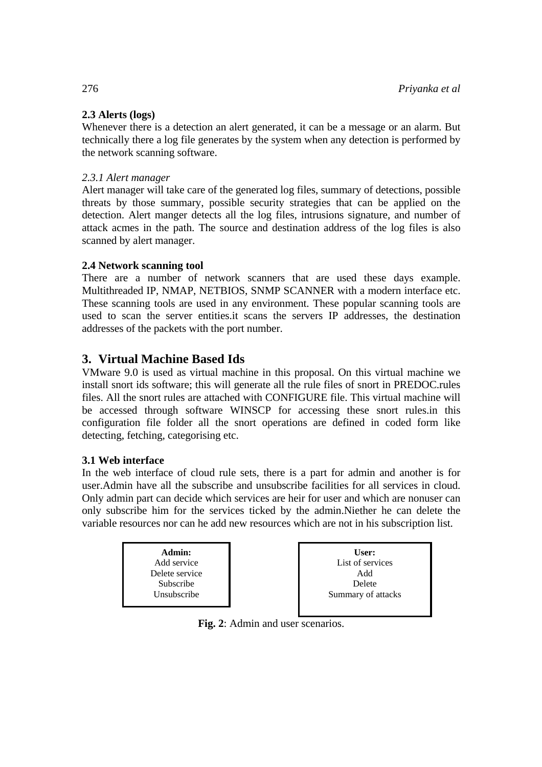### 2.3 Alerts (logs)

Whenever there is a detection an alert generated, it can be a message or an alarm. But technically there a log file generates by the system when any detection is performed by the network scanning software.

#### *2.3.1 Alert manager*

Alert manager will take care of the generated log files, summary of detections, possible threats by those summary, possible security strategies that can be applied on the detection. Alert manger detects all the log files, intrusions signature, and number of attack acmes in the path. The source and destination address of the log files is also scanned by alert manager.

### 2.4 Network scanning tool

There are a number of network scanners that are used these days example. Multithreaded IP, NMAP, NETBIOS, SNMP SCANNER with a modern interface etc. These scanning tools are used in any environment. These popular scanning tools are used to scan the server entities.it scans the servers IP addresses, the destination addresses of the packets with the port number.

## 3. Virtual Machine Based Ids

VMware 9.0 is used as virtual machine in this proposal. On this virtual machine we install snort ids software; this will generate all the rule files of snort in PREDOC.rules files. All the snort rules are attached with CONFIGURE file. This virtual machine will be accessed through software WINSCP for accessing these snort rules.in this configuration file folder all the snort operations are defined in coded form like detecting, fetching, categorising etc.

### 3.1 Web interface

In the web interface of cloud rule sets, there is a part for admin and another is for user.Admin have all the subscribe and unsubscribe facilities for all services in cloud. Only admin part can decide which services are heir for user and which are nonuser can only subscribe him for the services ticked by the admin.Niether he can delete the variable resources nor can he add new resources which are not in his subscription list.

| **Admin:** | **User:** |
|---|---|
| Add service | List of services |
| Delete service | Add |
| Subscribe | Delete |
| Unsubscribe | Summary of attacks |

**Fig. 2**: Admin and user scenarios.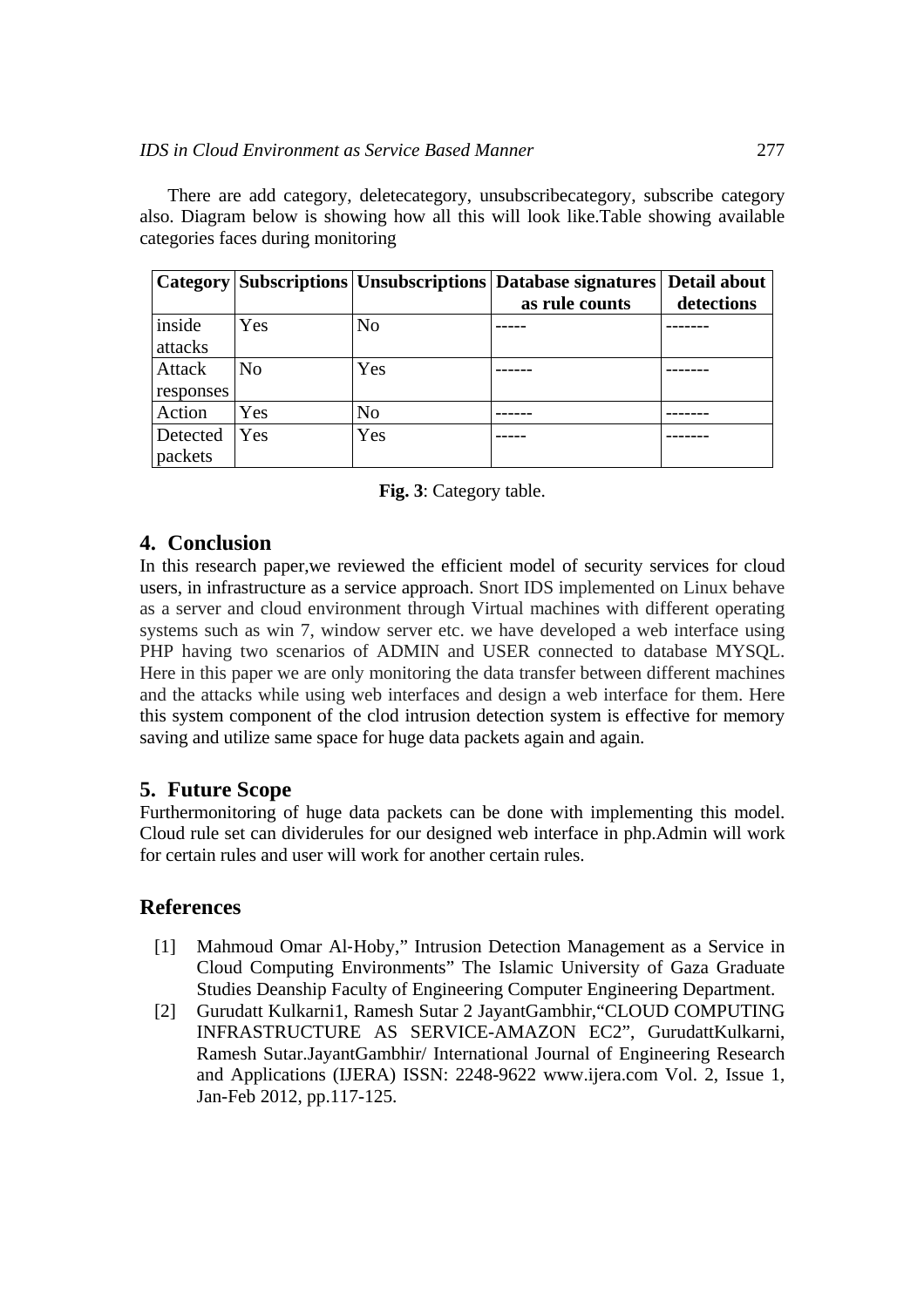There are add category, deletecategory, unsubscribecategory, subscribe category also. Diagram below is showing how all this will look like.Table showing available categories faces during monitoring

| Category | Subscriptions | Unsubscriptions | Database signatures as rule counts | Detail about detections |
|---|---|---|---|---|
| inside attacks | Yes | No | ----- | ------- |
| Attack responses | No | Yes | ------ | ------- |
| Action | Yes | No | ------ | ------- |
| Detected packets | Yes | Yes | ----- | ------- |

**Fig. 3**: Category table.

## 4. Conclusion

In this research paper,we reviewed the efficient model of security services for cloud users, in infrastructure as a service approach. Snort IDS implemented on Linux behave as a server and cloud environment through Virtual machines with different operating systems such as win 7, window server etc. we have developed a web interface using PHP having two scenarios of ADMIN and USER connected to database MYSQL. Here in this paper we are only monitoring the data transfer between different machines and the attacks while using web interfaces and design a web interface for them. Here this system component of the clod intrusion detection system is effective for memory saving and utilize same space for huge data packets again and again.

## 5. Future Scope

Furthermonitoring of huge data packets can be done with implementing this model. Cloud rule set can dividerules for our designed web interface in php.Admin will work for certain rules and user will work for another certain rules.

## References

[1] Mahmoud Omar Al-Hoby," Intrusion Detection Management as a Service in Cloud Computing Environments" The Islamic University of Gaza Graduate Studies Deanship Faculty of Engineering Computer Engineering Department.

[2] Gurudatt Kulkarni1, Ramesh Sutar 2 JayantGambhir,"CLOUD COMPUTING INFRASTRUCTURE AS SERVICE-AMAZON EC2", GurudattKulkarni, Ramesh Sutar.JayantGambhir/ International Journal of Engineering Research and Applications (IJERA) ISSN: 2248-9622 www.ijera.com Vol. 2, Issue 1, Jan-Feb 2012, pp.117-125.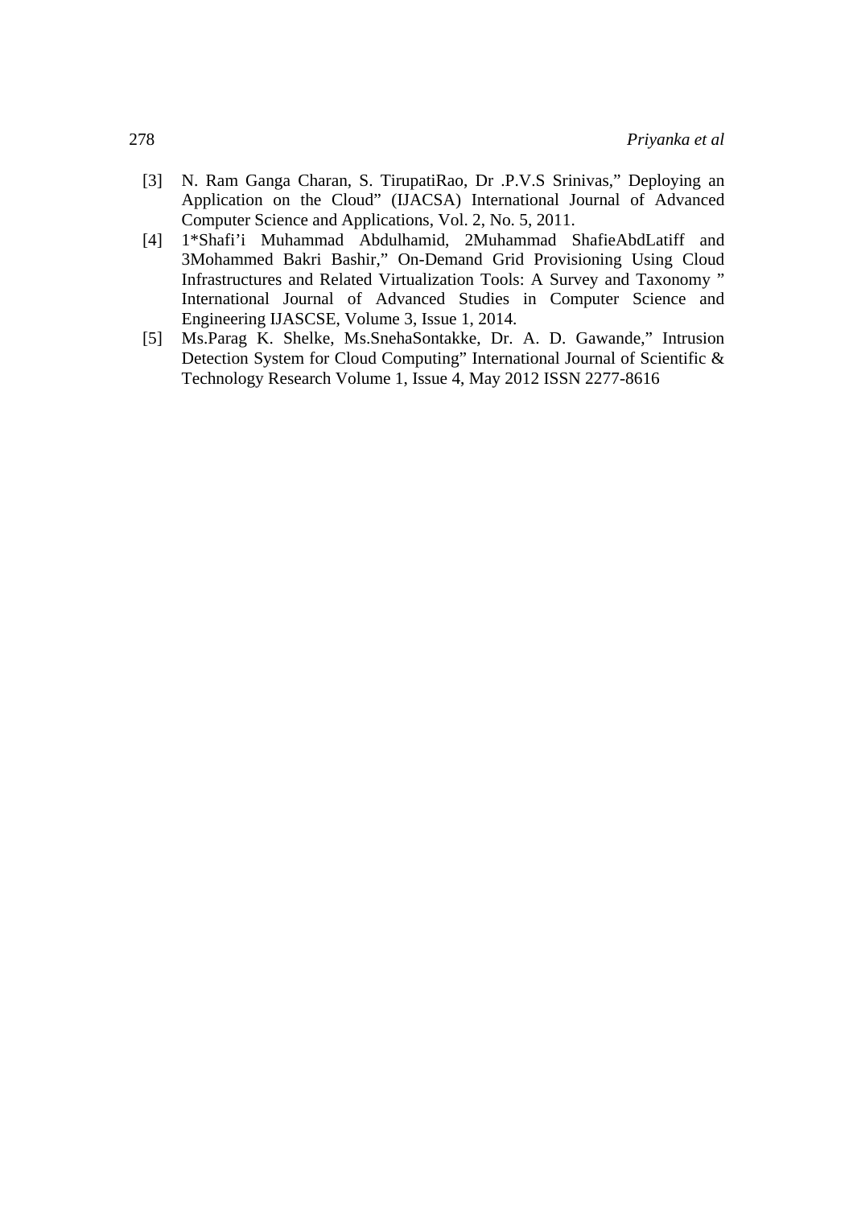[3] N. Ram Ganga Charan, S. TirupatiRao, Dr .P.V.S Srinivas," Deploying an Application on the Cloud" (IJACSA) International Journal of Advanced Computer Science and Applications, Vol. 2, No. 5, 2011.

[4] 1*Shafi'i Muhammad Abdulhamid, 2Muhammad ShafieAbdLatiff and 3Mohammed Bakri Bashir," On-Demand Grid Provisioning Using Cloud Infrastructures and Related Virtualization Tools: A Survey and Taxonomy " International Journal of Advanced Studies in Computer Science and Engineering IJASCSE, Volume 3, Issue 1, 2014.

[5] Ms.Parag K. Shelke, Ms.SnehaSontakke, Dr. A. D. Gawande," Intrusion Detection System for Cloud Computing" International Journal of Scientific & Technology Research Volume 1, Issue 4, May 2012 ISSN 2277-8616